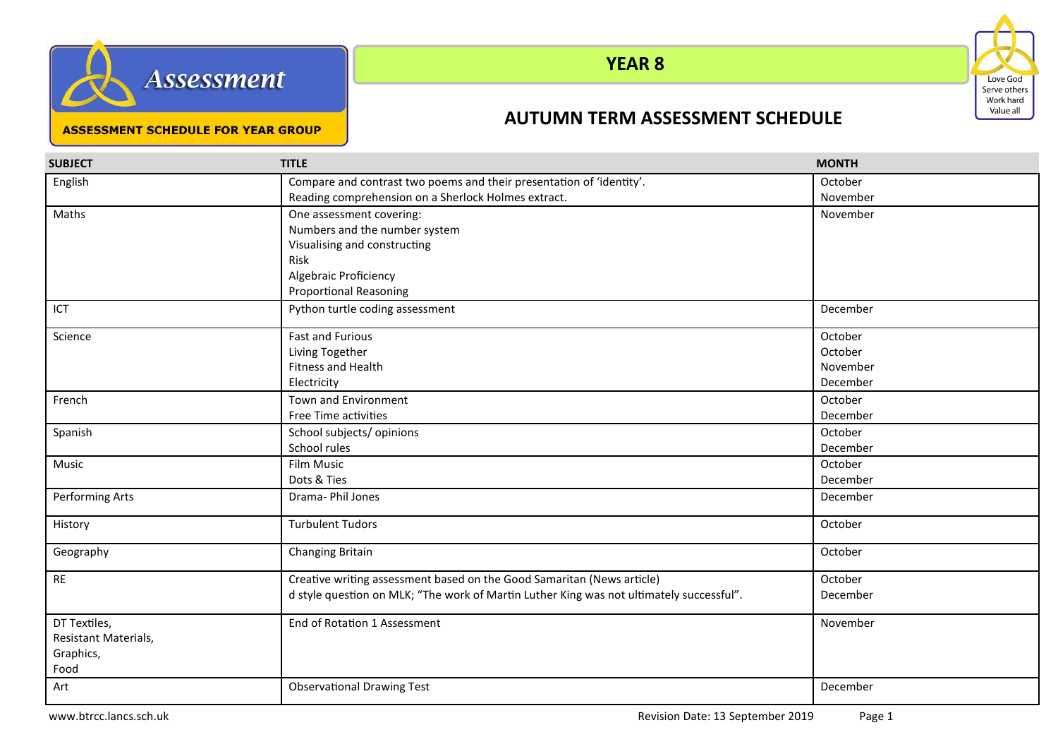# Assessment

**ASSESSMENT SCHEDULE FOR YEAR GROUP**

## YEAR 8

## AUTUMN TERM ASSESSMENT SCHEDULE

Love God
Serve others
Work hard
Value all

| SUBJECT | TITLE | MONTH |
|---|---|---|
| English | Compare and contrast two poems and their presentation of 'identity'.<br>Reading comprehension on a Sherlock Holmes extract. | October<br>November |
| Maths | One assessment covering:<br>Numbers and the number system<br>Visualising and constructing<br>Risk<br>Algebraic Proficiency<br>Proportional Reasoning | November |
| ICT | Python turtle coding assessment | December |
| Science | Fast and Furious<br>Living Together<br>Fitness and Health<br>Electricity | October<br>October<br>November<br>December |
| French | Town and Environment<br>Free Time activities | October<br>December |
| Spanish | School subjects/ opinions<br>School rules | October<br>December |
| Music | Film Music<br>Dots & Ties | October<br>December |
| Performing Arts | Drama- Phil Jones | December |
| History | Turbulent Tudors | October |
| Geography | Changing Britain | October |
| RE | Creative writing assessment based on the Good Samaritan (News article)<br>d style question on MLK; "The work of Martin Luther King was not ultimately successful". | October<br>December |
| DT Textiles,<br>Resistant Materials,<br>Graphics,<br>Food | End of Rotation 1 Assessment | November |
| Art | Observational Drawing Test | December |

www.btrcc.lancs.sch.uk Revision Date: 13 September 2019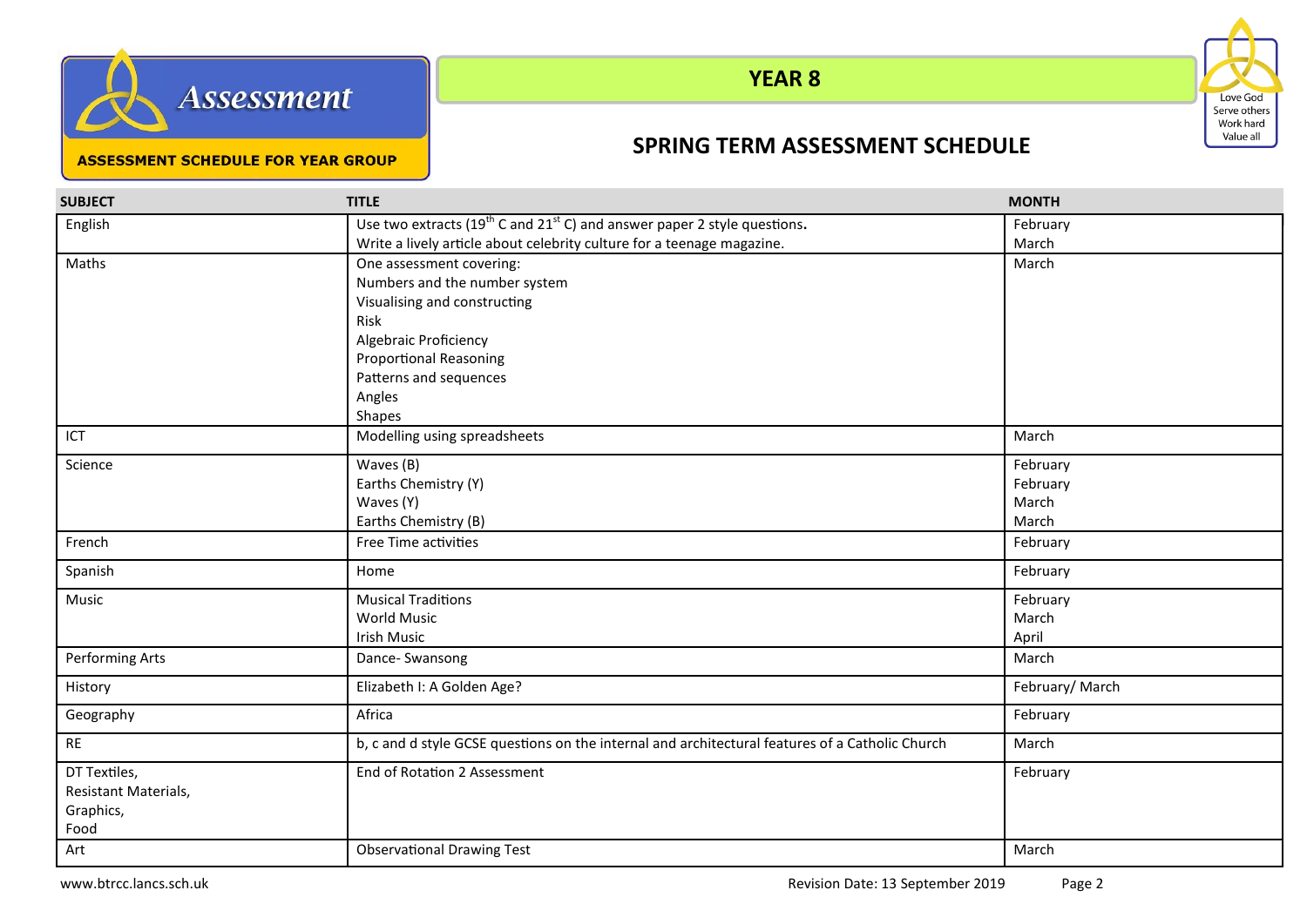Assessment

ASSESSMENT SCHEDULE FOR YEAR GROUP

# YEAR 8

## SPRING TERM ASSESSMENT SCHEDULE

Love God
Serve others
Work hard
Value all

| SUBJECT | TITLE | MONTH |
|---|---|---|
| English | Use two extracts (19th C and 21st C) and answer paper 2 style questions.<br>Write a lively article about celebrity culture for a teenage magazine. | February<br>March |
| Maths | One assessment covering:<br>Numbers and the number system<br>Visualising and constructing<br>Risk<br>Algebraic Proficiency<br>Proportional Reasoning<br>Patterns and sequences<br>Angles<br>Shapes | March |
| ICT | Modelling using spreadsheets | March |
| Science | Waves (B)<br>Earths Chemistry (Y)<br>Waves (Y)<br>Earths Chemistry (B) | February<br>February<br>March<br>March |
| French | Free Time activities | February |
| Spanish | Home | February |
| Music | Musical Traditions<br>World Music<br>Irish Music | February<br>March<br>April |
| Performing Arts | Dance- Swansong | March |
| History | Elizabeth I: A Golden Age? | February/ March |
| Geography | Africa | February |
| RE | b, c and d style GCSE questions on the internal and architectural features of a Catholic Church | March |
| DT Textiles,<br>Resistant Materials,<br>Graphics,<br>Food | End of Rotation 2 Assessment | February |
| Art | Observational Drawing Test | March |

www.btrcc.lancs.sch.uk

Revision Date: 13 September 2019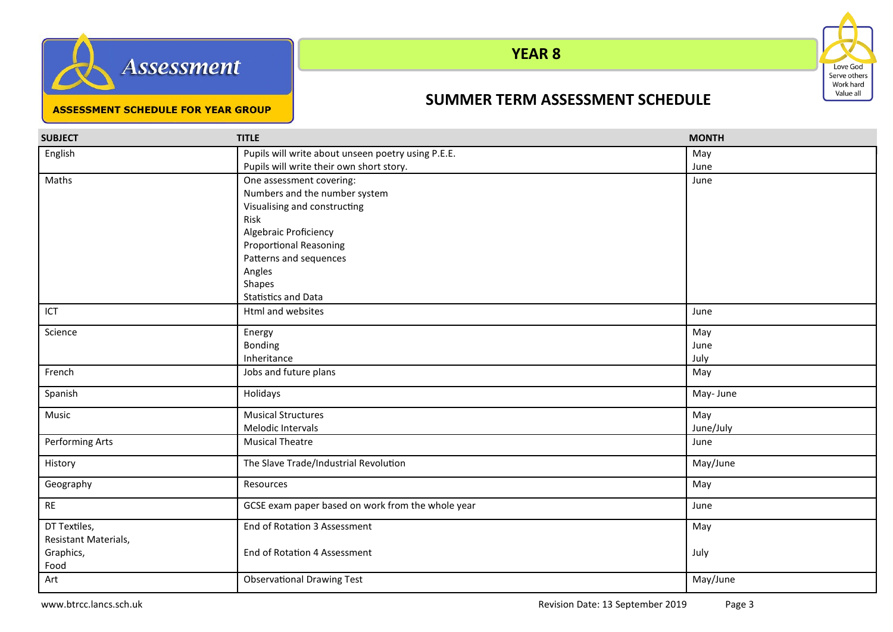Assessment

ASSESSMENT SCHEDULE FOR YEAR GROUP

# YEAR 8

## SUMMER TERM ASSESSMENT SCHEDULE

Love God
Serve others
Work hard
Value all

| SUBJECT | TITLE | MONTH |
|---|---|---|
| English | Pupils will write about unseen poetry using P.E.E.<br>Pupils will write their own short story. | May<br>June |
| Maths | One assessment covering:<br>Numbers and the number system<br>Visualising and constructing<br>Risk<br>Algebraic Proficiency<br>Proportional Reasoning<br>Patterns and sequences<br>Angles<br>Shapes<br>Statistics and Data | June |
| ICT | Html and websites | June |
| Science | Energy<br>Bonding<br>Inheritance | May<br>June<br>July |
| French | Jobs and future plans | May |
| Spanish | Holidays | May- June |
| Music | Musical Structures<br>Melodic Intervals | May<br>June/July |
| Performing Arts | Musical Theatre | June |
| History | The Slave Trade/Industrial Revolution | May/June |
| Geography | Resources | May |
| RE | GCSE exam paper based on work from the whole year | June |
| DT Textiles,<br>Resistant Materials,<br>Graphics,<br>Food | End of Rotation 3 Assessment<br><br>End of Rotation 4 Assessment | May<br><br>July |
| Art | Observational Drawing Test | May/June |

www.btrcc.lancs.sch.uk

Revision Date: 13 September 2019